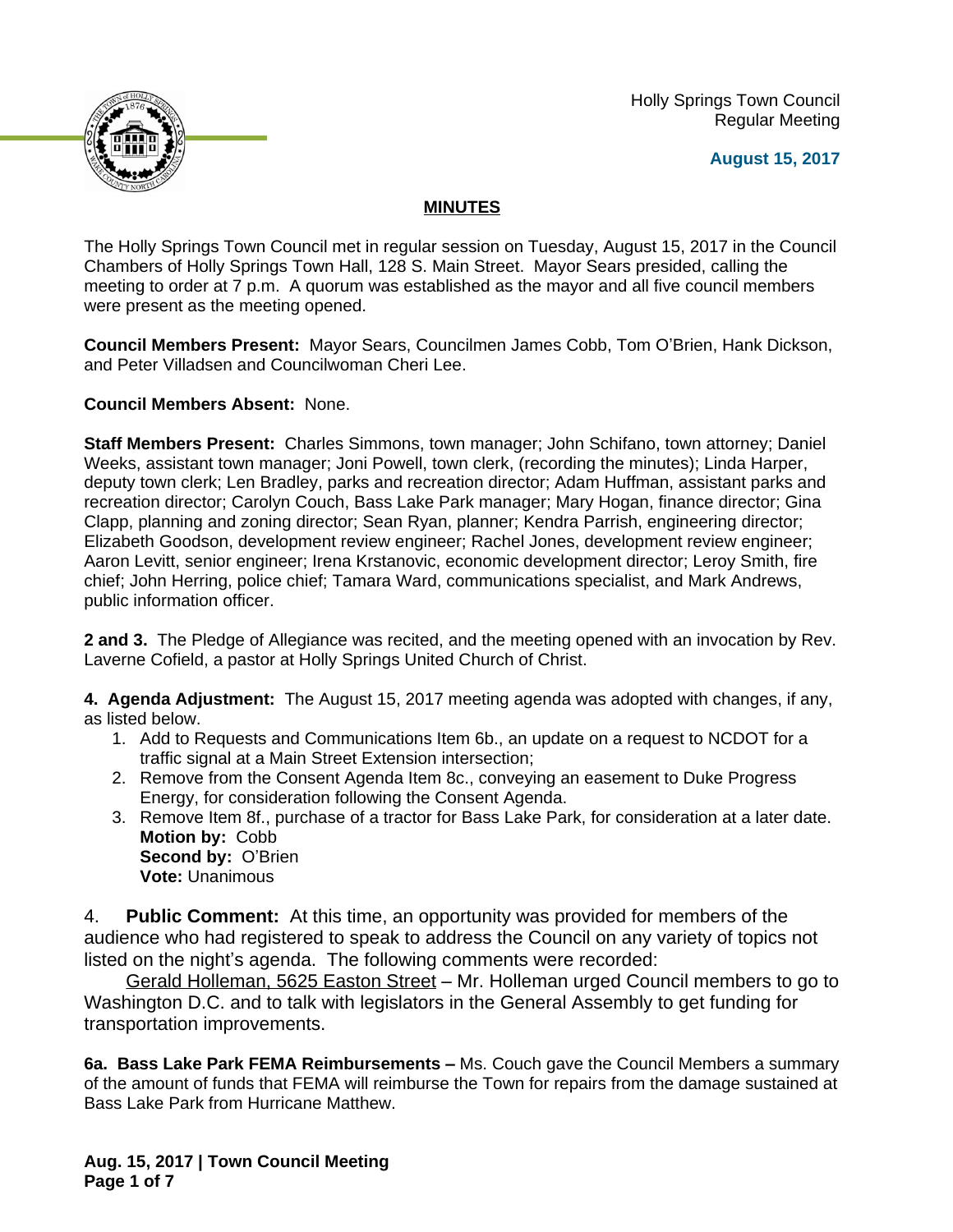Holly Springs Town Council
Regular Meeting

**August 15, 2017**

## MINUTES

The Holly Springs Town Council met in regular session on Tuesday, August 15, 2017 in the Council Chambers of Holly Springs Town Hall, 128 S. Main Street. Mayor Sears presided, calling the meeting to order at 7 p.m. A quorum was established as the mayor and all five council members were present as the meeting opened.

**Council Members Present:** Mayor Sears, Councilmen James Cobb, Tom O'Brien, Hank Dickson, and Peter Villadsen and Councilwoman Cheri Lee.

**Council Members Absent:** None.

**Staff Members Present:** Charles Simmons, town manager; John Schifano, town attorney; Daniel Weeks, assistant town manager; Joni Powell, town clerk, (recording the minutes); Linda Harper, deputy town clerk; Len Bradley, parks and recreation director; Adam Huffman, assistant parks and recreation director; Carolyn Couch, Bass Lake Park manager; Mary Hogan, finance director; Gina Clapp, planning and zoning director; Sean Ryan, planner; Kendra Parrish, engineering director; Elizabeth Goodson, development review engineer; Rachel Jones, development review engineer; Aaron Levitt, senior engineer; Irena Krstanovic, economic development director; Leroy Smith, fire chief; John Herring, police chief; Tamara Ward, communications specialist, and Mark Andrews, public information officer.

**2 and 3.** The Pledge of Allegiance was recited, and the meeting opened with an invocation by Rev. Laverne Cofield, a pastor at Holly Springs United Church of Christ.

**4. Agenda Adjustment:** The August 15, 2017 meeting agenda was adopted with changes, if any, as listed below.

1. Add to Requests and Communications Item 6b., an update on a request to NCDOT for a traffic signal at a Main Street Extension intersection;
2. Remove from the Consent Agenda Item 8c., conveying an easement to Duke Progress Energy, for consideration following the Consent Agenda.
3. Remove Item 8f., purchase of a tractor for Bass Lake Park, for consideration at a later date.
   **Motion by:** Cobb
   **Second by:** O'Brien
   **Vote:** Unanimous

4. **Public Comment:** At this time, an opportunity was provided for members of the audience who had registered to speak to address the Council on any variety of topics not listed on the night's agenda. The following comments were recorded:

Gerald Holleman, 5625 Easton Street – Mr. Holleman urged Council members to go to Washington D.C. and to talk with legislators in the General Assembly to get funding for transportation improvements.

**6a. Bass Lake Park FEMA Reimbursements –** Ms. Couch gave the Council Members a summary of the amount of funds that FEMA will reimburse the Town for repairs from the damage sustained at Bass Lake Park from Hurricane Matthew.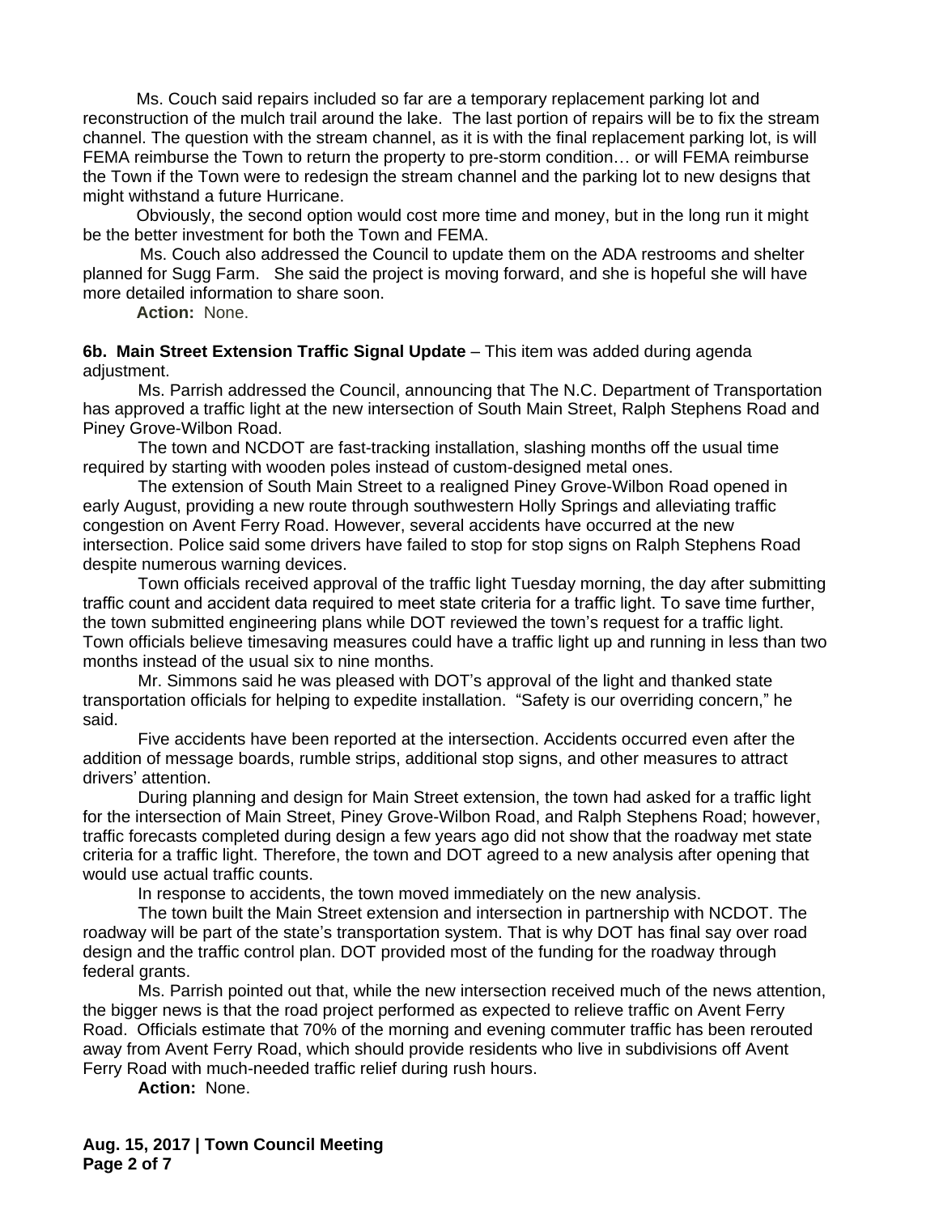Ms. Couch said repairs included so far are a temporary replacement parking lot and reconstruction of the mulch trail around the lake. The last portion of repairs will be to fix the stream channel. The question with the stream channel, as it is with the final replacement parking lot, is will FEMA reimburse the Town to return the property to pre-storm condition… or will FEMA reimburse the Town if the Town were to redesign the stream channel and the parking lot to new designs that might withstand a future Hurricane.

Obviously, the second option would cost more time and money, but in the long run it might be the better investment for both the Town and FEMA.

Ms. Couch also addressed the Council to update them on the ADA restrooms and shelter planned for Sugg Farm. She said the project is moving forward, and she is hopeful she will have more detailed information to share soon.

**Action:** None.

**6b. Main Street Extension Traffic Signal Update** – This item was added during agenda adjustment.

Ms. Parrish addressed the Council, announcing that The N.C. Department of Transportation has approved a traffic light at the new intersection of South Main Street, Ralph Stephens Road and Piney Grove-Wilbon Road.

The town and NCDOT are fast-tracking installation, slashing months off the usual time required by starting with wooden poles instead of custom-designed metal ones.

The extension of South Main Street to a realigned Piney Grove-Wilbon Road opened in early August, providing a new route through southwestern Holly Springs and alleviating traffic congestion on Avent Ferry Road. However, several accidents have occurred at the new intersection. Police said some drivers have failed to stop for stop signs on Ralph Stephens Road despite numerous warning devices.

Town officials received approval of the traffic light Tuesday morning, the day after submitting traffic count and accident data required to meet state criteria for a traffic light. To save time further, the town submitted engineering plans while DOT reviewed the town's request for a traffic light. Town officials believe timesaving measures could have a traffic light up and running in less than two months instead of the usual six to nine months.

Mr. Simmons said he was pleased with DOT's approval of the light and thanked state transportation officials for helping to expedite installation. "Safety is our overriding concern," he said.

Five accidents have been reported at the intersection. Accidents occurred even after the addition of message boards, rumble strips, additional stop signs, and other measures to attract drivers' attention.

During planning and design for Main Street extension, the town had asked for a traffic light for the intersection of Main Street, Piney Grove-Wilbon Road, and Ralph Stephens Road; however, traffic forecasts completed during design a few years ago did not show that the roadway met state criteria for a traffic light. Therefore, the town and DOT agreed to a new analysis after opening that would use actual traffic counts.

In response to accidents, the town moved immediately on the new analysis.

The town built the Main Street extension and intersection in partnership with NCDOT. The roadway will be part of the state's transportation system. That is why DOT has final say over road design and the traffic control plan. DOT provided most of the funding for the roadway through federal grants.

Ms. Parrish pointed out that, while the new intersection received much of the news attention, the bigger news is that the road project performed as expected to relieve traffic on Avent Ferry Road. Officials estimate that 70% of the morning and evening commuter traffic has been rerouted away from Avent Ferry Road, which should provide residents who live in subdivisions off Avent Ferry Road with much-needed traffic relief during rush hours.

**Action:** None.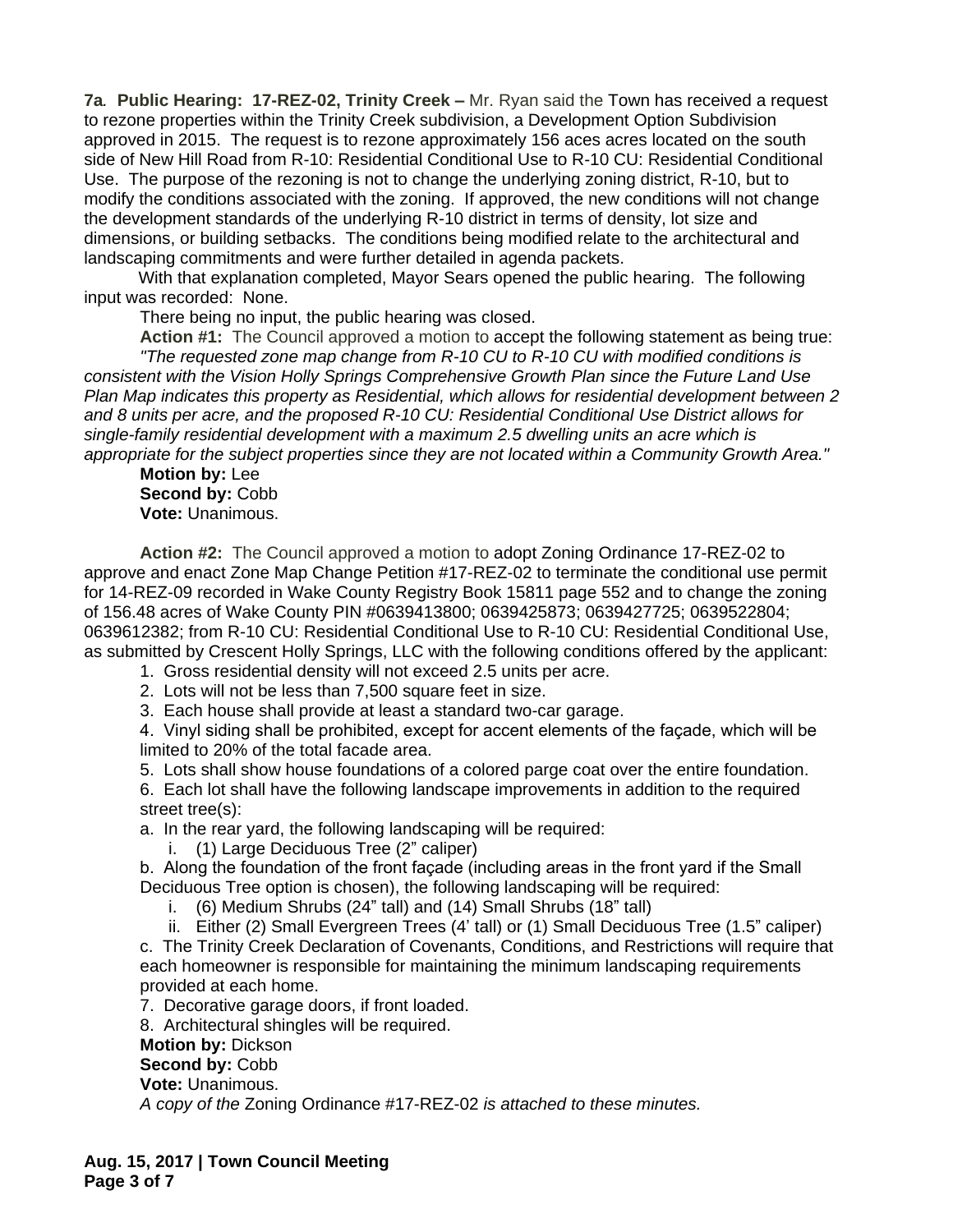**7a. Public Hearing: 17-REZ-02, Trinity Creek –** Mr. Ryan said the Town has received a request to rezone properties within the Trinity Creek subdivision, a Development Option Subdivision approved in 2015. The request is to rezone approximately 156 aces acres located on the south side of New Hill Road from R-10: Residential Conditional Use to R-10 CU: Residential Conditional Use. The purpose of the rezoning is not to change the underlying zoning district, R-10, but to modify the conditions associated with the zoning. If approved, the new conditions will not change the development standards of the underlying R-10 district in terms of density, lot size and dimensions, or building setbacks. The conditions being modified relate to the architectural and landscaping commitments and were further detailed in agenda packets.

With that explanation completed, Mayor Sears opened the public hearing. The following input was recorded: None.

There being no input, the public hearing was closed.

**Action #1:** The Council approved a motion to accept the following statement as being true: *"The requested zone map change from R-10 CU to R-10 CU with modified conditions is consistent with the Vision Holly Springs Comprehensive Growth Plan since the Future Land Use Plan Map indicates this property as Residential, which allows for residential development between 2 and 8 units per acre, and the proposed R-10 CU: Residential Conditional Use District allows for single-family residential development with a maximum 2.5 dwelling units an acre which is appropriate for the subject properties since they are not located within a Community Growth Area."*

**Motion by:** Lee
**Second by:** Cobb
**Vote:** Unanimous.

**Action #2:** The Council approved a motion to adopt Zoning Ordinance 17-REZ-02 to approve and enact Zone Map Change Petition #17-REZ-02 to terminate the conditional use permit for 14-REZ-09 recorded in Wake County Registry Book 15811 page 552 and to change the zoning of 156.48 acres of Wake County PIN #0639413800; 0639425873; 0639427725; 0639522804; 0639612382; from R-10 CU: Residential Conditional Use to R-10 CU: Residential Conditional Use, as submitted by Crescent Holly Springs, LLC with the following conditions offered by the applicant:

1. Gross residential density will not exceed 2.5 units per acre.
2. Lots will not be less than 7,500 square feet in size.
3. Each house shall provide at least a standard two-car garage.
4. Vinyl siding shall be prohibited, except for accent elements of the façade, which will be limited to 20% of the total facade area.
5. Lots shall show house foundations of a colored parge coat over the entire foundation.
6. Each lot shall have the following landscape improvements in addition to the required street tree(s):

   a. In the rear yard, the following landscaping will be required:

      i. (1) Large Deciduous Tree (2" caliper)

   b. Along the foundation of the front façade (including areas in the front yard if the Small Deciduous Tree option is chosen), the following landscaping will be required:

      i. (6) Medium Shrubs (24" tall) and (14) Small Shrubs (18" tall)
      ii. Either (2) Small Evergreen Trees (4' tall) or (1) Small Deciduous Tree (1.5" caliper)

   c. The Trinity Creek Declaration of Covenants, Conditions, and Restrictions will require that each homeowner is responsible for maintaining the minimum landscaping requirements provided at each home.

7. Decorative garage doors, if front loaded.
8. Architectural shingles will be required.

**Motion by:** Dickson
**Second by:** Cobb
**Vote:** Unanimous.

*A copy of the* Zoning Ordinance #17-REZ-02 *is attached to these minutes.*

**Aug. 15, 2017 | Town Council Meeting**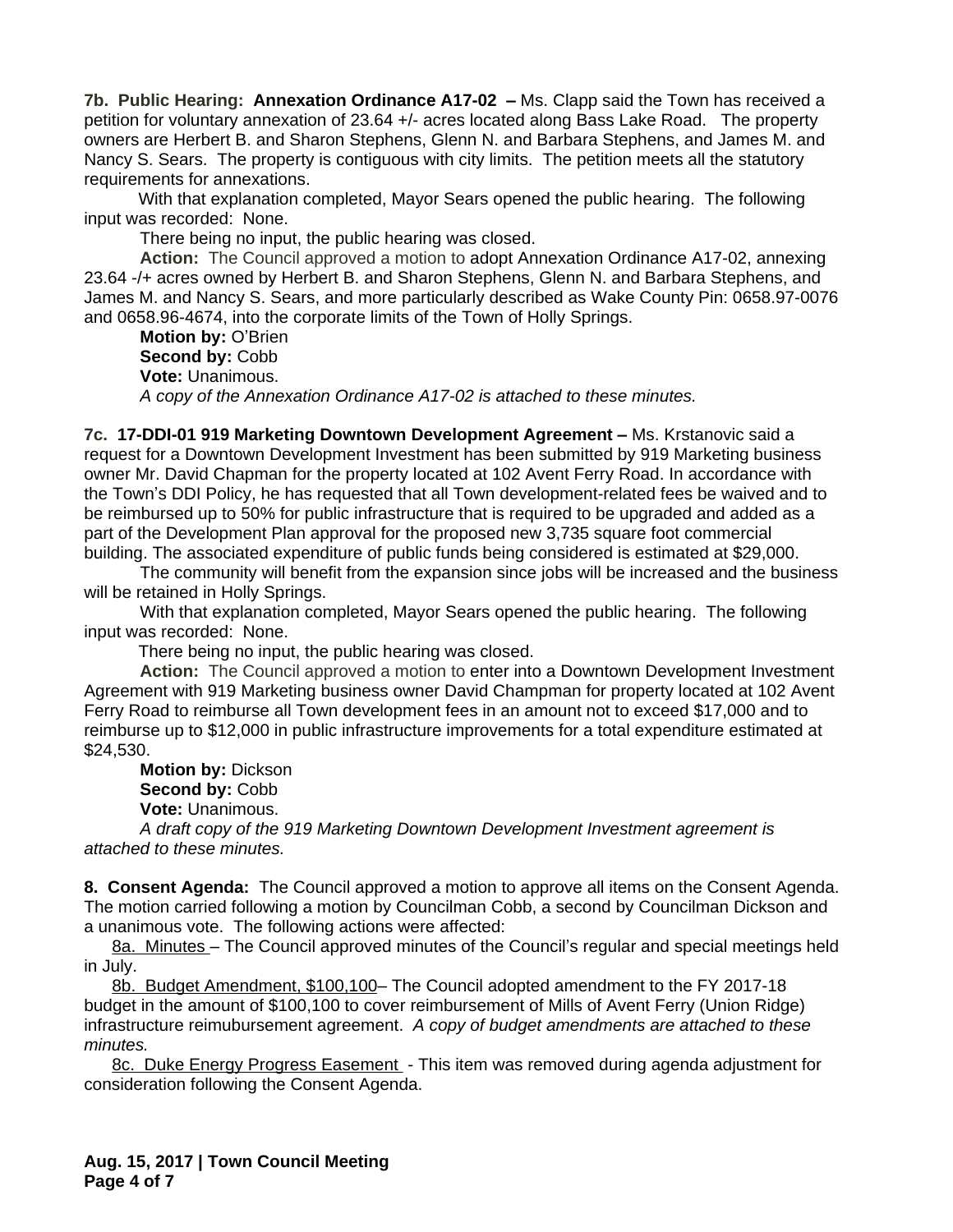**7b. Public Hearing: Annexation Ordinance A17-02 –** Ms. Clapp said the Town has received a petition for voluntary annexation of 23.64 +/- acres located along Bass Lake Road. The property owners are Herbert B. and Sharon Stephens, Glenn N. and Barbara Stephens, and James M. and Nancy S. Sears. The property is contiguous with city limits. The petition meets all the statutory requirements for annexations.

With that explanation completed, Mayor Sears opened the public hearing. The following input was recorded: None.

There being no input, the public hearing was closed.

**Action:** The Council approved a motion to adopt Annexation Ordinance A17-02, annexing 23.64 -/+ acres owned by Herbert B. and Sharon Stephens, Glenn N. and Barbara Stephens, and James M. and Nancy S. Sears, and more particularly described as Wake County Pin: 0658.97-0076 and 0658.96-4674, into the corporate limits of the Town of Holly Springs.

**Motion by:** O'Brien
**Second by:** Cobb
**Vote:** Unanimous.
*A copy of the Annexation Ordinance A17-02 is attached to these minutes.*

**7c. 17-DDI-01 919 Marketing Downtown Development Agreement –** Ms. Krstanovic said a request for a Downtown Development Investment has been submitted by 919 Marketing business owner Mr. David Chapman for the property located at 102 Avent Ferry Road. In accordance with the Town's DDI Policy, he has requested that all Town development-related fees be waived and to be reimbursed up to 50% for public infrastructure that is required to be upgraded and added as a part of the Development Plan approval for the proposed new 3,735 square foot commercial building. The associated expenditure of public funds being considered is estimated at $29,000.

The community will benefit from the expansion since jobs will be increased and the business will be retained in Holly Springs.

With that explanation completed, Mayor Sears opened the public hearing. The following input was recorded: None.

There being no input, the public hearing was closed.

**Action:** The Council approved a motion to enter into a Downtown Development Investment Agreement with 919 Marketing business owner David Champman for property located at 102 Avent Ferry Road to reimburse all Town development fees in an amount not to exceed $17,000 and to reimburse up to $12,000 in public infrastructure improvements for a total expenditure estimated at $24,530.

**Motion by:** Dickson
**Second by:** Cobb
**Vote:** Unanimous.
*A draft copy of the 919 Marketing Downtown Development Investment agreement is attached to these minutes.*

**8. Consent Agenda:** The Council approved a motion to approve all items on the Consent Agenda. The motion carried following a motion by Councilman Cobb, a second by Councilman Dickson and a unanimous vote. The following actions were affected:

8a. Minutes – The Council approved minutes of the Council's regular and special meetings held in July.

8b. Budget Amendment, $100,100– The Council adopted amendment to the FY 2017-18 budget in the amount of $100,100 to cover reimbursement of Mills of Avent Ferry (Union Ridge) infrastructure reimumbursement agreement. *A copy of budget amendments are attached to these minutes.*

8c. Duke Energy Progress Easement - This item was removed during agenda adjustment for consideration following the Consent Agenda.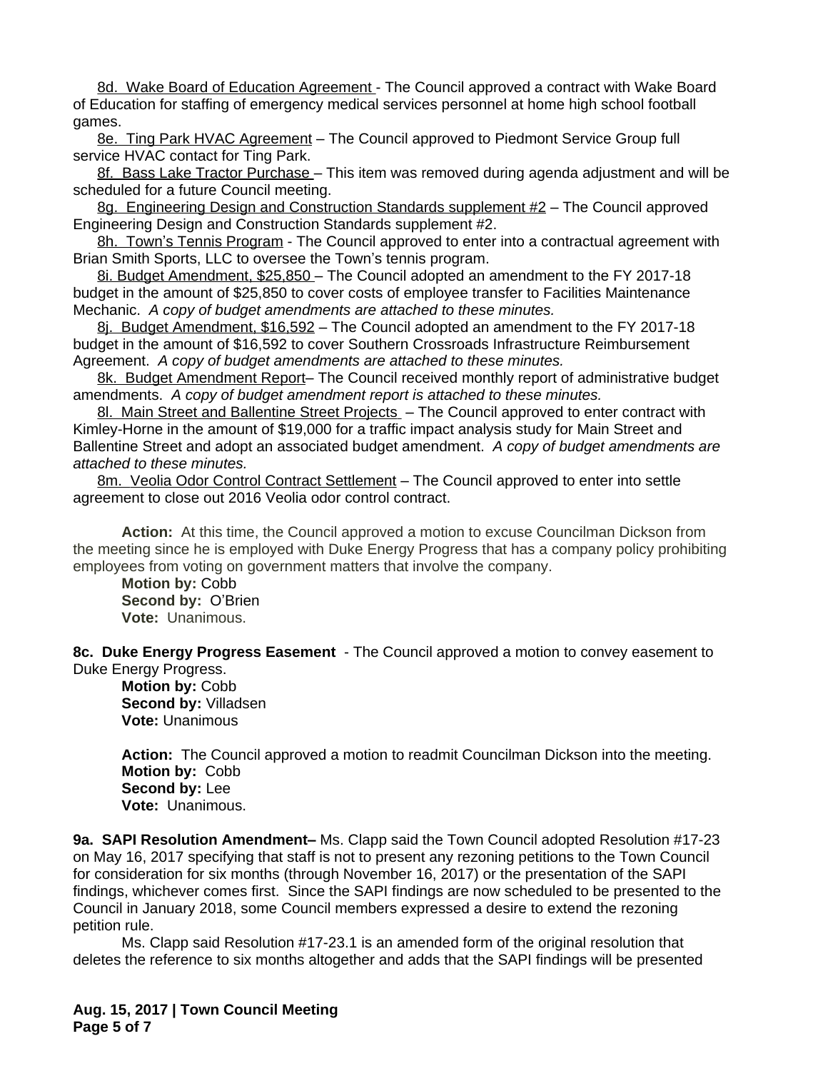8d. Wake Board of Education Agreement - The Council approved a contract with Wake Board of Education for staffing of emergency medical services personnel at home high school football games.

8e. Ting Park HVAC Agreement – The Council approved to Piedmont Service Group full service HVAC contact for Ting Park.

8f. Bass Lake Tractor Purchase – This item was removed during agenda adjustment and will be scheduled for a future Council meeting.

8g. Engineering Design and Construction Standards supplement #2 – The Council approved Engineering Design and Construction Standards supplement #2.

8h. Town's Tennis Program - The Council approved to enter into a contractual agreement with Brian Smith Sports, LLC to oversee the Town's tennis program.

8i. Budget Amendment, $25,850 – The Council adopted an amendment to the FY 2017-18 budget in the amount of $25,850 to cover costs of employee transfer to Facilities Maintenance Mechanic. *A copy of budget amendments are attached to these minutes.*

8j. Budget Amendment, $16,592 – The Council adopted an amendment to the FY 2017-18 budget in the amount of $16,592 to cover Southern Crossroads Infrastructure Reimbursement Agreement. *A copy of budget amendments are attached to these minutes.*

8k. Budget Amendment Report– The Council received monthly report of administrative budget amendments. *A copy of budget amendment report is attached to these minutes.*

8l. Main Street and Ballentine Street Projects – The Council approved to enter contract with Kimley-Horne in the amount of $19,000 for a traffic impact analysis study for Main Street and Ballentine Street and adopt an associated budget amendment. *A copy of budget amendments are attached to these minutes.*

8m. Veolia Odor Control Contract Settlement – The Council approved to enter into settle agreement to close out 2016 Veolia odor control contract.

**Action:** At this time, the Council approved a motion to excuse Councilman Dickson from the meeting since he is employed with Duke Energy Progress that has a company policy prohibiting employees from voting on government matters that involve the company.
**Motion by:** Cobb
**Second by:** O'Brien
**Vote:** Unanimous.

**8c. Duke Energy Progress Easement** - The Council approved a motion to convey easement to Duke Energy Progress.
**Motion by:** Cobb
**Second by:** Villadsen
**Vote:** Unanimous

**Action:** The Council approved a motion to readmit Councilman Dickson into the meeting.
**Motion by:** Cobb
**Second by:** Lee
**Vote:** Unanimous.

**9a. SAPI Resolution Amendment–** Ms. Clapp said the Town Council adopted Resolution #17-23 on May 16, 2017 specifying that staff is not to present any rezoning petitions to the Town Council for consideration for six months (through November 16, 2017) or the presentation of the SAPI findings, whichever comes first. Since the SAPI findings are now scheduled to be presented to the Council in January 2018, some Council members expressed a desire to extend the rezoning petition rule.

Ms. Clapp said Resolution #17-23.1 is an amended form of the original resolution that deletes the reference to six months altogether and adds that the SAPI findings will be presented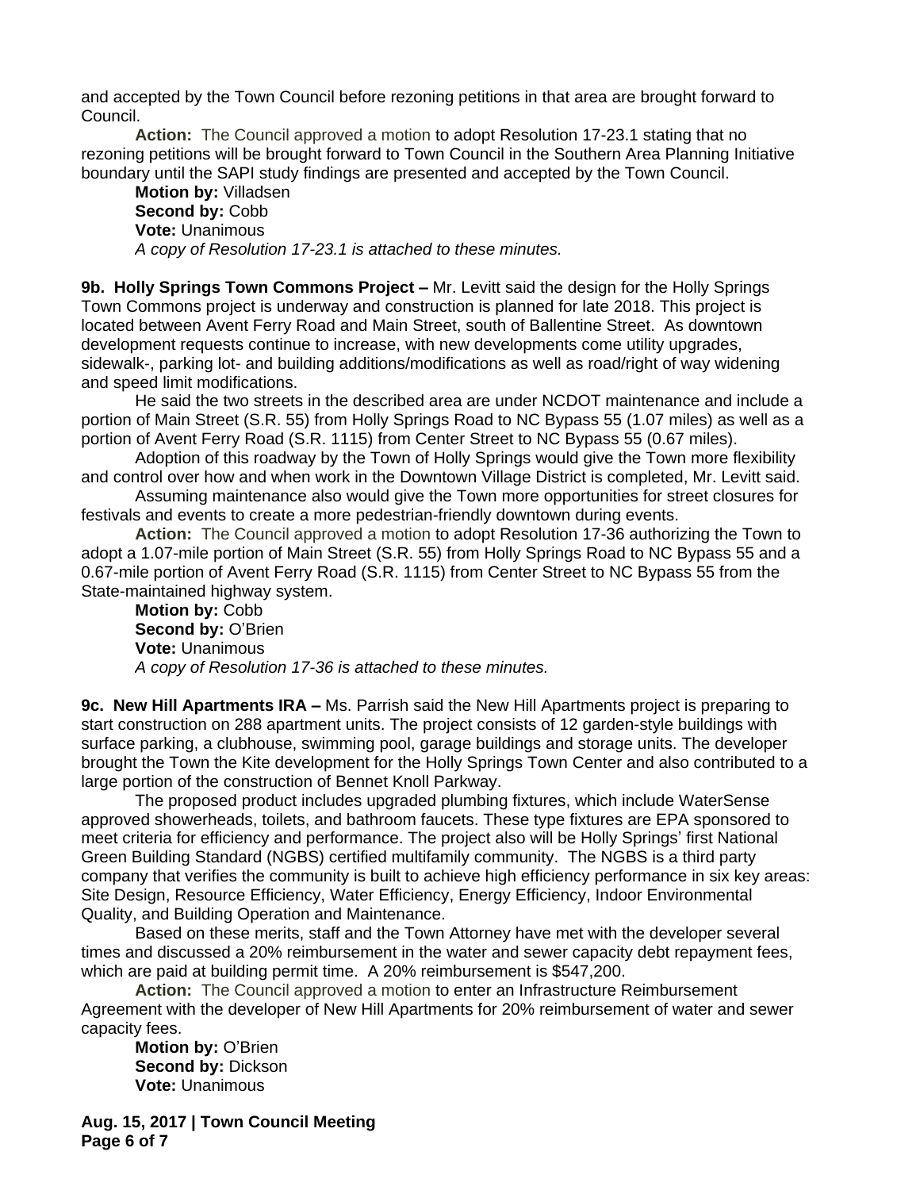and accepted by the Town Council before rezoning petitions in that area are brought forward to Council.

**Action:** The Council approved a motion to adopt Resolution 17-23.1 stating that no rezoning petitions will be brought forward to Town Council in the Southern Area Planning Initiative boundary until the SAPI study findings are presented and accepted by the Town Council.

**Motion by:** Villadsen
**Second by:** Cobb
**Vote:** Unanimous
*A copy of Resolution 17-23.1 is attached to these minutes.*

**9b. Holly Springs Town Commons Project –** Mr. Levitt said the design for the Holly Springs Town Commons project is underway and construction is planned for late 2018. This project is located between Avent Ferry Road and Main Street, south of Ballentine Street. As downtown development requests continue to increase, with new developments come utility upgrades, sidewalk-, parking lot- and building additions/modifications as well as road/right of way widening and speed limit modifications.

He said the two streets in the described area are under NCDOT maintenance and include a portion of Main Street (S.R. 55) from Holly Springs Road to NC Bypass 55 (1.07 miles) as well as a portion of Avent Ferry Road (S.R. 1115) from Center Street to NC Bypass 55 (0.67 miles).

Adoption of this roadway by the Town of Holly Springs would give the Town more flexibility and control over how and when work in the Downtown Village District is completed, Mr. Levitt said.

Assuming maintenance also would give the Town more opportunities for street closures for festivals and events to create a more pedestrian-friendly downtown during events.

**Action:** The Council approved a motion to adopt Resolution 17-36 authorizing the Town to adopt a 1.07-mile portion of Main Street (S.R. 55) from Holly Springs Road to NC Bypass 55 and a 0.67-mile portion of Avent Ferry Road (S.R. 1115) from Center Street to NC Bypass 55 from the State-maintained highway system.

**Motion by:** Cobb
**Second by:** O'Brien
**Vote:** Unanimous
*A copy of Resolution 17-36 is attached to these minutes.*

**9c. New Hill Apartments IRA –** Ms. Parrish said the New Hill Apartments project is preparing to start construction on 288 apartment units. The project consists of 12 garden-style buildings with surface parking, a clubhouse, swimming pool, garage buildings and storage units. The developer brought the Town the Kite development for the Holly Springs Town Center and also contributed to a large portion of the construction of Bennet Knoll Parkway.

The proposed product includes upgraded plumbing fixtures, which include WaterSense approved showerheads, toilets, and bathroom faucets. These type fixtures are EPA sponsored to meet criteria for efficiency and performance. The project also will be Holly Springs' first National Green Building Standard (NGBS) certified multifamily community. The NGBS is a third party company that verifies the community is built to achieve high efficiency performance in six key areas: Site Design, Resource Efficiency, Water Efficiency, Energy Efficiency, Indoor Environmental Quality, and Building Operation and Maintenance.

Based on these merits, staff and the Town Attorney have met with the developer several times and discussed a 20% reimbursement in the water and sewer capacity debt repayment fees, which are paid at building permit time. A 20% reimbursement is $547,200.

**Action:** The Council approved a motion to enter an Infrastructure Reimbursement Agreement with the developer of New Hill Apartments for 20% reimbursement of water and sewer capacity fees.

**Motion by:** O'Brien
**Second by:** Dickson
**Vote:** Unanimous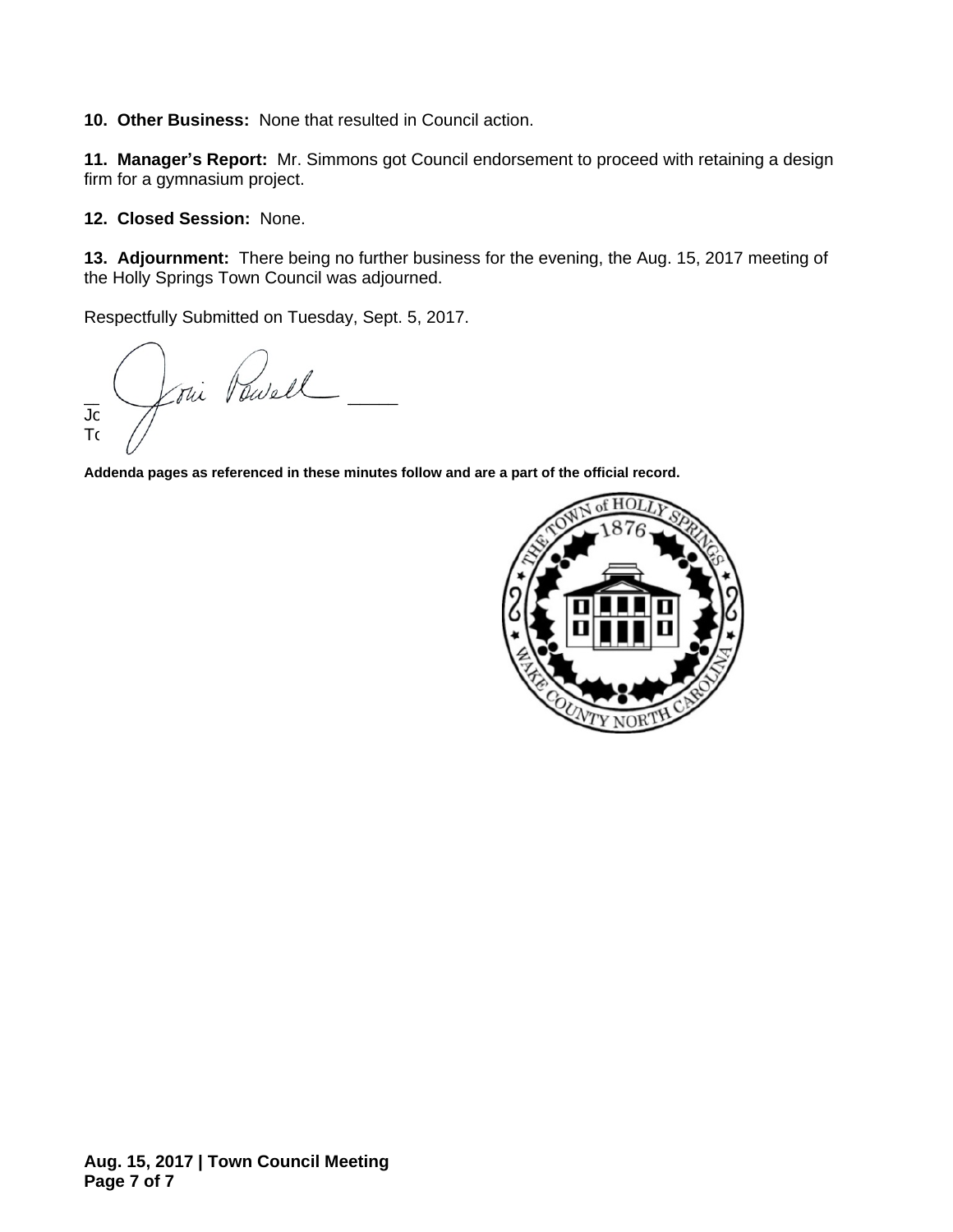**10. Other Business:** None that resulted in Council action.

**11. Manager's Report:** Mr. Simmons got Council endorsement to proceed with retaining a design firm for a gymnasium project.

**12. Closed Session:** None.

**13. Adjournment:** There being no further business for the evening, the Aug. 15, 2017 meeting of the Holly Springs Town Council was adjourned.

Respectfully Submitted on Tuesday, Sept. 5, 2017.

Joni Powell

Jo

To

**Addenda pages as referenced in these minutes follow and are a part of the official record.**

THE TOWN of HOLLY SPRINGS 1876 WAKE COUNTY NORTH CAROLINA